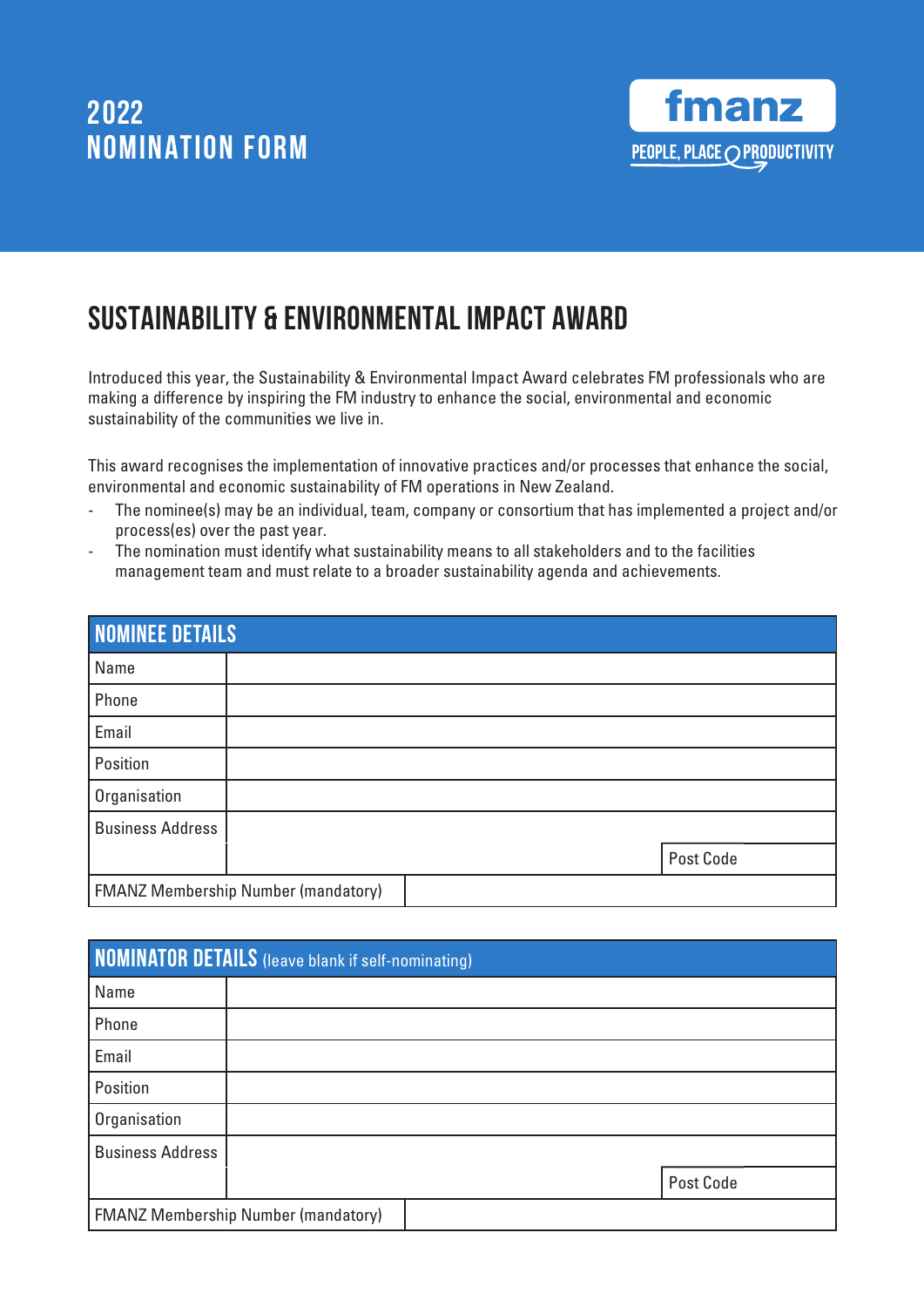# 2022 NOMINATION FORM

fmanz

PEOPLE, PLACE PRODUCTIVITY

## SUSTAINABILITY & ENVIRONMENTAL IMPACT AWARD

Introduced this year, the Sustainability & Environmental Impact Award celebrates FM professionals who are making a difference by inspiring the FM industry to enhance the social, environmental and economic sustainability of the communities we live in.

This award recognises the implementation of innovative practices and/or processes that enhance the social, environmental and economic sustainability of FM operations in New Zealand.

- The nominee(s) may be an individual, team, company or consortium that has implemented a project and/or process(es) over the past year.
- The nomination must identify what sustainability means to all stakeholders and to the facilities management team and must relate to a broader sustainability agenda and achievements.

| NOMINEE DETAILS | | |
|---|---|---|
| Name | | |
| Phone | | |
| Email | | |
| Position | | |
| Organisation | | |
| Business Address | | |
| | | Post Code |
| FMANZ Membership Number (mandatory) | | |

| NOMINATOR DETAILS (leave blank if self-nominating) | | |
|---|---|---|
| Name | | |
| Phone | | |
| Email | | |
| Position | | |
| Organisation | | |
| Business Address | | |
| | | Post Code |
| FMANZ Membership Number (mandatory) | | |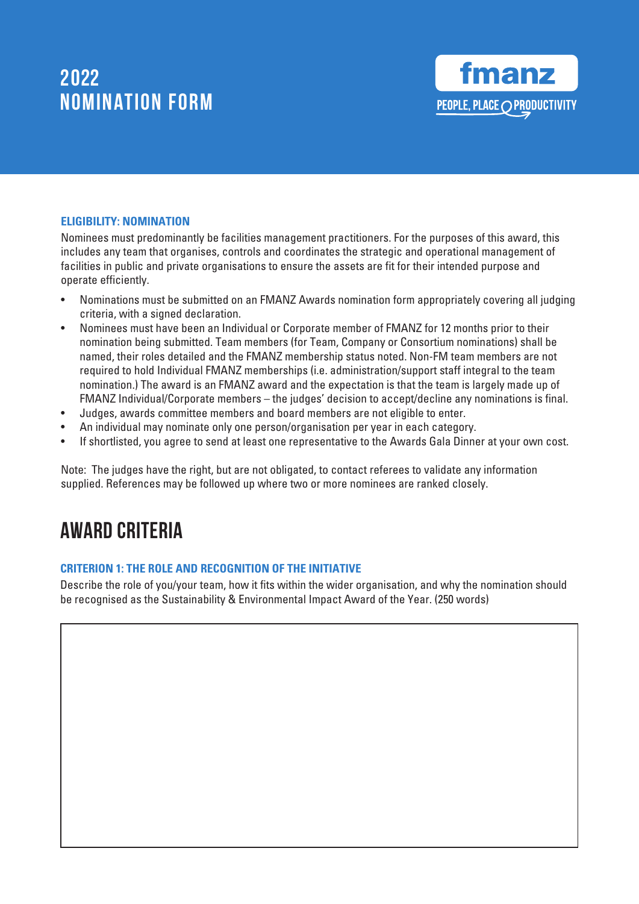# 2022 NOMINATION FORM

fmanz

PEOPLE, PLACE PRODUCTIVITY

### ELIGIBILITY: NOMINATION

Nominees must predominantly be facilities management practitioners. For the purposes of this award, this includes any team that organises, controls and coordinates the strategic and operational management of facilities in public and private organisations to ensure the assets are fit for their intended purpose and operate efficiently.

- Nominations must be submitted on an FMANZ Awards nomination form appropriately covering all judging criteria, with a signed declaration.
- Nominees must have been an Individual or Corporate member of FMANZ for 12 months prior to their nomination being submitted. Team members (for Team, Company or Consortium nominations) shall be named, their roles detailed and the FMANZ membership status noted. Non-FM team members are not required to hold Individual FMANZ memberships (i.e. administration/support staff integral to the team nomination.) The award is an FMANZ award and the expectation is that the team is largely made up of FMANZ Individual/Corporate members – the judges' decision to accept/decline any nominations is final.
- Judges, awards committee members and board members are not eligible to enter.
- An individual may nominate only one person/organisation per year in each category.
- If shortlisted, you agree to send at least one representative to the Awards Gala Dinner at your own cost.

Note: The judges have the right, but are not obligated, to contact referees to validate any information supplied. References may be followed up where two or more nominees are ranked closely.

## AWARD CRITERIA

### CRITERION 1: THE ROLE AND RECOGNITION OF THE INITIATIVE

Describe the role of you/your team, how it fits within the wider organisation, and why the nomination should be recognised as the Sustainability & Environmental Impact Award of the Year. (250 words)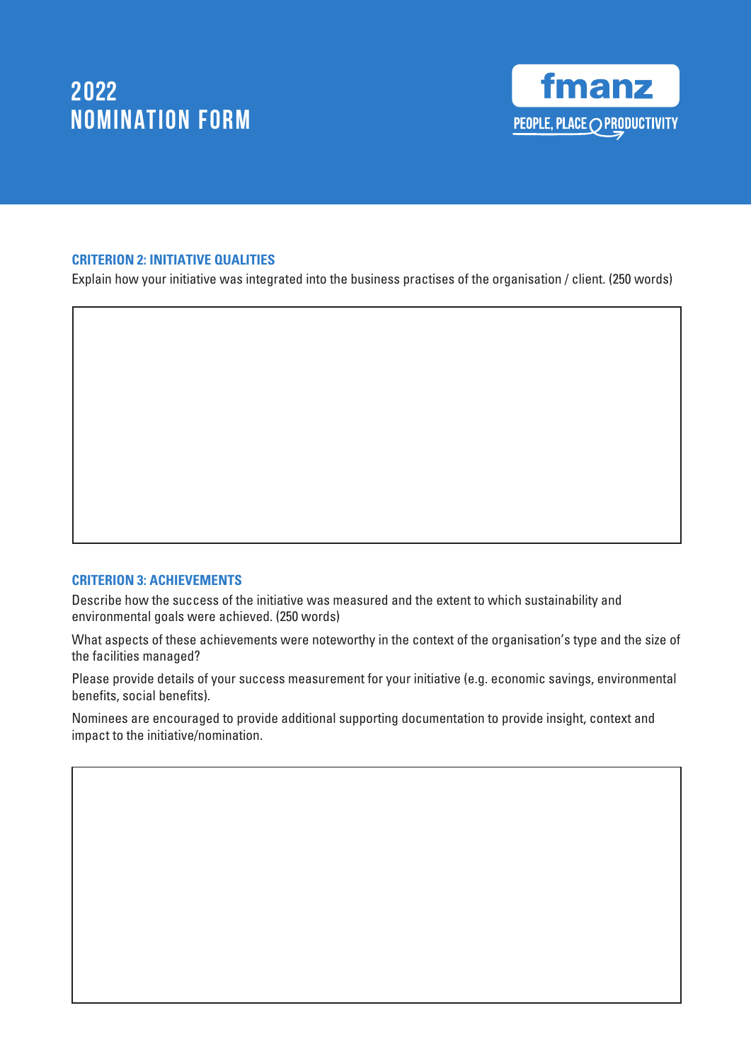# 2022 NOMINATION FORM

fmanz

PEOPLE, PLACE PRODUCTIVITY

### CRITERION 2: INITIATIVE QUALITIES

Explain how your initiative was integrated into the business practises of the organisation / client. (250 words)

### CRITERION 3: ACHIEVEMENTS

Describe how the success of the initiative was measured and the extent to which sustainability and environmental goals were achieved. (250 words)

What aspects of these achievements were noteworthy in the context of the organisation's type and the size of the facilities managed?

Please provide details of your success measurement for your initiative (e.g. economic savings, environmental benefits, social benefits).

Nominees are encouraged to provide additional supporting documentation to provide insight, context and impact to the initiative/nomination.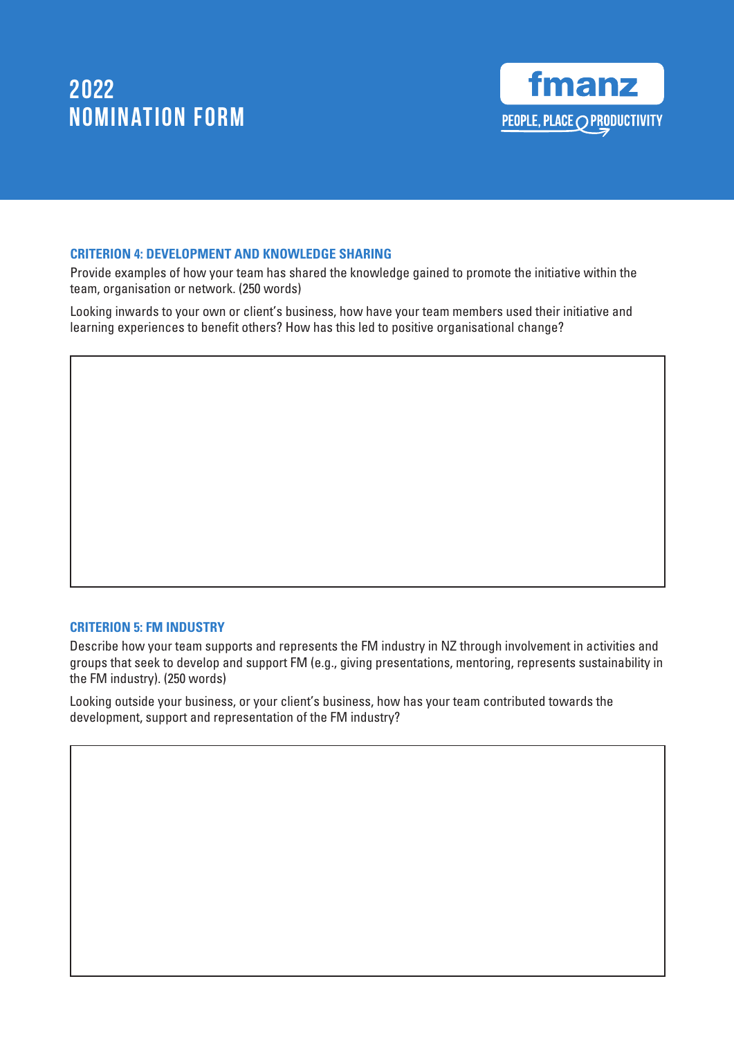# 2022 NOMINATION FORM

fmanz

PEOPLE, PLACE & PRODUCTIVITY

### CRITERION 4: DEVELOPMENT AND KNOWLEDGE SHARING

Provide examples of how your team has shared the knowledge gained to promote the initiative within the team, organisation or network. (250 words)

Looking inwards to your own or client's business, how have your team members used their initiative and learning experiences to benefit others? How has this led to positive organisational change?

### CRITERION 5: FM INDUSTRY

Describe how your team supports and represents the FM industry in NZ through involvement in activities and groups that seek to develop and support FM (e.g., giving presentations, mentoring, represents sustainability in the FM industry). (250 words)

Looking outside your business, or your client's business, how has your team contributed towards the development, support and representation of the FM industry?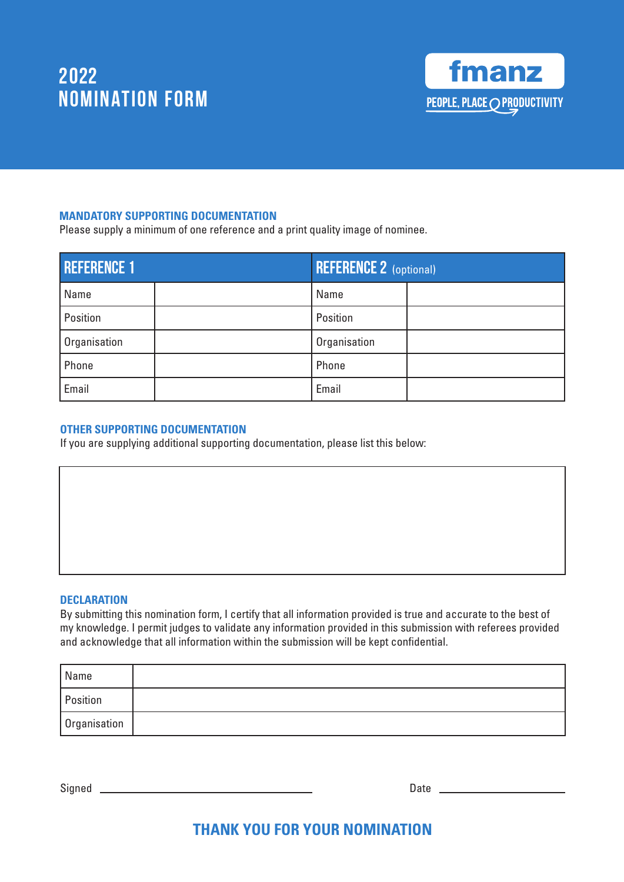# 2022 NOMINATION FORM

fmanz

PEOPLE, PLACE PRODUCTIVITY

## MANDATORY SUPPORTING DOCUMENTATION

Please supply a minimum of one reference and a print quality image of nominee.

| REFERENCE 1 | | REFERENCE 2 (optional) | |
|---|---|---|---|
| Name | | Name | |
| Position | | Position | |
| Organisation | | Organisation | |
| Phone | | Phone | |
| Email | | Email | |

## OTHER SUPPORTING DOCUMENTATION

If you are supplying additional supporting documentation, please list this below:

## DECLARATION

By submitting this nomination form, I certify that all information provided is true and accurate to the best of my knowledge. I permit judges to validate any information provided in this submission with referees provided and acknowledge that all information within the submission will be kept confidential.

| | |
|---|---|
| Name | |
| Position | |
| Organisation | |

Signed ______________________ Date ______________

## THANK YOU FOR YOUR NOMINATION